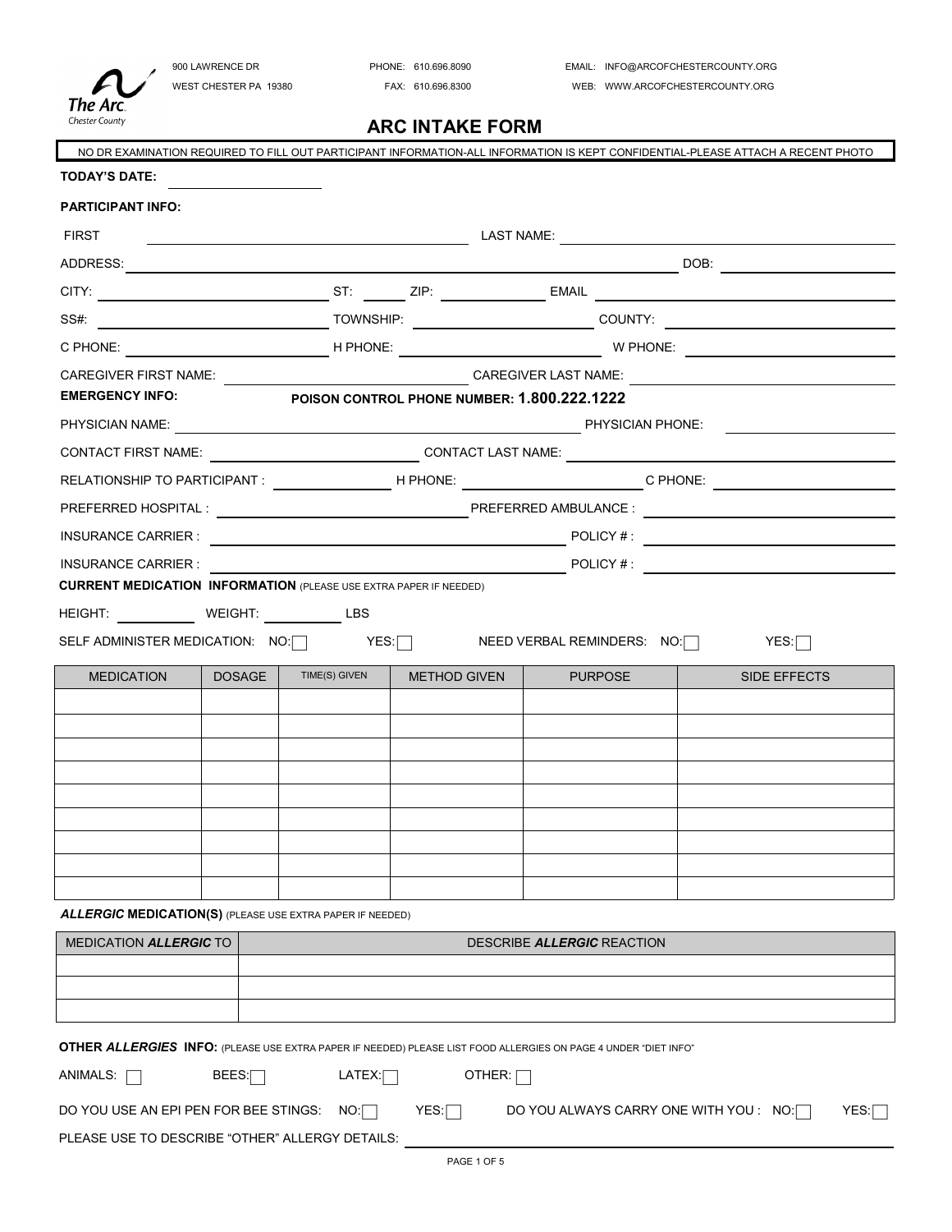900 LAWRENCE DR
WEST CHESTER PA 19380

PHONE: 610.696.8090
FAX: 610.696.8300

EMAIL: INFO@ARCOFCHESTERCOUNTY.ORG
WEB: WWW.ARCOFCHESTERCOUNTY.ORG

The Arc. Chester County

# ARC INTAKE FORM

NO DR EXAMINATION REQUIRED TO FILL OUT PARTICIPANT INFORMATION-ALL INFORMATION IS KEPT CONFIDENTIAL-PLEASE ATTACH A RECENT PHOTO

**TODAY'S DATE:** ____________________

**PARTICIPANT INFO:**

FIRST ____________________ LAST NAME: ____________________

ADDRESS: ____________________ DOB: ____________________

CITY: ____________________ ST: ______ ZIP: ____________ EMAIL ____________________

SS#: ____________________ TOWNSHIP: ____________________ COUNTY: ____________________

C PHONE: ____________________ H PHONE: ____________________ W PHONE: ____________________

CAREGIVER FIRST NAME: ____________________ CAREGIVER LAST NAME: ____________________

**EMERGENCY INFO:** **POISON CONTROL PHONE NUMBER: 1.800.222.1222**

PHYSICIAN NAME: ____________________ PHYSICIAN PHONE: ____________________

CONTACT FIRST NAME: ____________________ CONTACT LAST NAME: ____________________

RELATIONSHIP TO PARTICIPANT : ____________ H PHONE: ____________________ C PHONE: ____________________

PREFERRED HOSPITAL : ____________________ PREFERRED AMBULANCE : ____________________

INSURANCE CARRIER : ____________________ POLICY # : ____________________

INSURANCE CARRIER : ____________________ POLICY # : ____________________

**CURRENT MEDICATION INFORMATION** (PLEASE USE EXTRA PAPER IF NEEDED)

HEIGHT: __________ WEIGHT: __________ LBS

SELF ADMINISTER MEDICATION: NO: ☐ YES: ☐ NEED VERBAL REMINDERS: NO: ☐ YES: ☐

| MEDICATION | DOSAGE | TIME(S) GIVEN | METHOD GIVEN | PURPOSE | SIDE EFFECTS |
|---|---|---|---|---|---|
| | | | | | |
| | | | | | |
| | | | | | |
| | | | | | |
| | | | | | |
| | | | | | |
| | | | | | |
| | | | | | |
| | | | | | |

***ALLERGIC* MEDICATION(S)** (PLEASE USE EXTRA PAPER IF NEEDED)

| MEDICATION ***ALLERGIC*** TO | DESCRIBE ***ALLERGIC*** REACTION |
|---|---|
| | |
| | |
| | |

**OTHER *ALLERGIES* INFO:** (PLEASE USE EXTRA PAPER IF NEEDED) PLEASE LIST FOOD ALLERGIES ON PAGE 4 UNDER "DIET INFO"

ANIMALS: ☐ BEES: ☐ LATEX: ☐ OTHER: ☐

DO YOU USE AN EPI PEN FOR BEE STINGS: NO: ☐ YES: ☐ DO YOU ALWAYS CARRY ONE WITH YOU : NO: ☐ YES: ☐

PLEASE USE TO DESCRIBE "OTHER" ALLERGY DETAILS: ____________________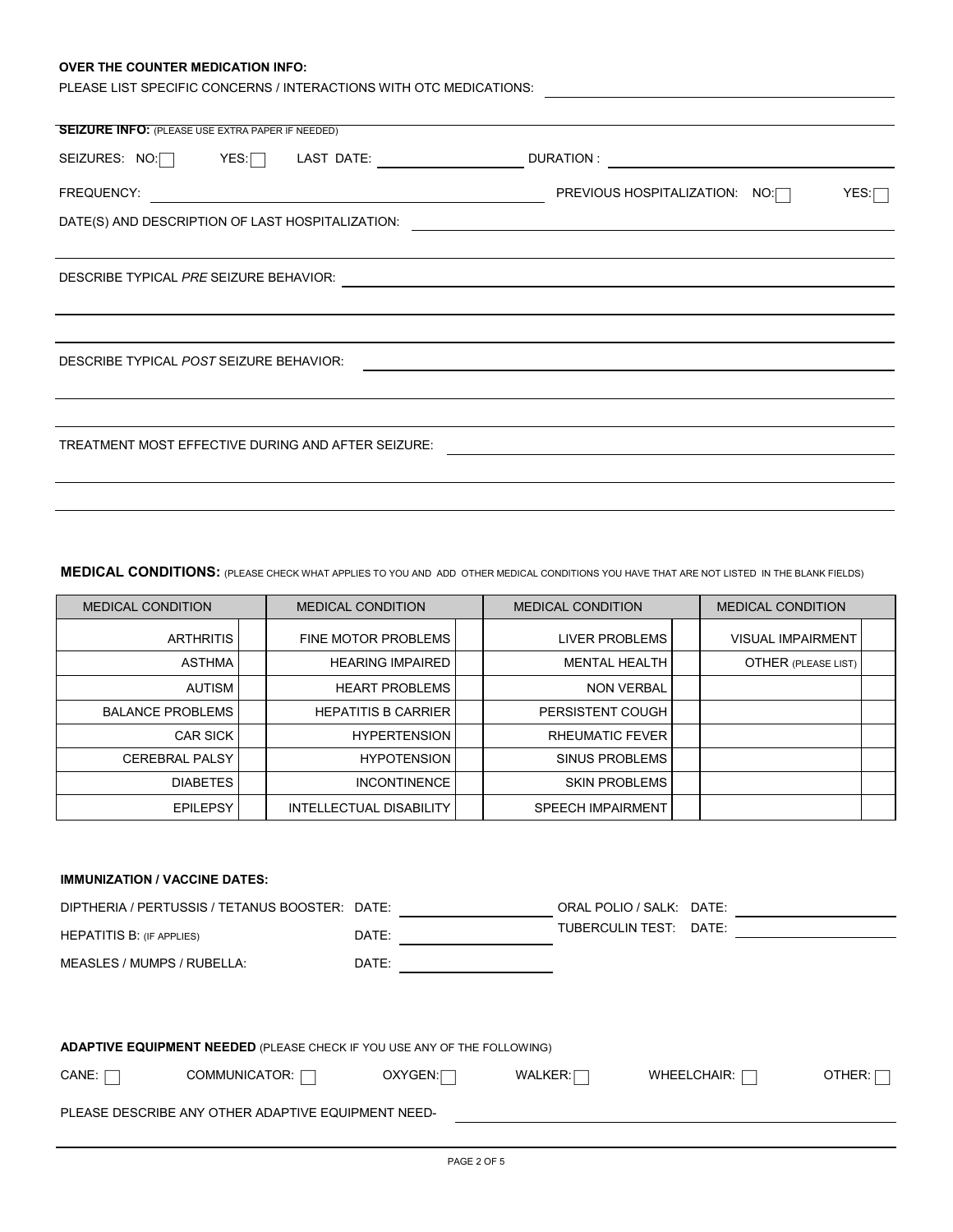**OVER THE COUNTER MEDICATION INFO:**

PLEASE LIST SPECIFIC CONCERNS / INTERACTIONS WITH OTC MEDICATIONS: \_\_\_\_\_\_\_\_\_\_\_\_\_\_\_\_\_\_\_\_

**SEIZURE INFO:** (PLEASE USE EXTRA PAPER IF NEEDED)

SEIZURES: NO: ☐ YES: ☐ LAST DATE: \_\_\_\_\_\_\_\_\_\_\_\_ DURATION : \_\_\_\_\_\_\_\_\_\_\_\_

FREQUENCY: \_\_\_\_\_\_\_\_\_\_\_\_ PREVIOUS HOSPITALIZATION: NO: ☐ YES: ☐

DATE(S) AND DESCRIPTION OF LAST HOSPITALIZATION: \_\_\_\_\_\_\_\_\_\_\_\_

DESCRIBE TYPICAL *PRE* SEIZURE BEHAVIOR: \_\_\_\_\_\_\_\_\_\_\_\_

DESCRIBE TYPICAL *POST* SEIZURE BEHAVIOR: \_\_\_\_\_\_\_\_\_\_\_\_

TREATMENT MOST EFFECTIVE DURING AND AFTER SEIZURE: \_\_\_\_\_\_\_\_\_\_\_\_

**MEDICAL CONDITIONS:** (PLEASE CHECK WHAT APPLIES TO YOU AND ADD OTHER MEDICAL CONDITIONS YOU HAVE THAT ARE NOT LISTED IN THE BLANK FIELDS)

| MEDICAL CONDITION | | MEDICAL CONDITION | | MEDICAL CONDITION | | MEDICAL CONDITION | |
|---|---|---|---|---|---|---|---|
| ARTHRITIS | | FINE MOTOR PROBLEMS | | LIVER PROBLEMS | | VISUAL IMPAIRMENT | |
| ASTHMA | | HEARING IMPAIRED | | MENTAL HEALTH | | OTHER (PLEASE LIST) | |
| AUTISM | | HEART PROBLEMS | | NON VERBAL | | | |
| BALANCE PROBLEMS | | HEPATITIS B CARRIER | | PERSISTENT COUGH | | | |
| CAR SICK | | HYPERTENSION | | RHEUMATIC FEVER | | | |
| CEREBRAL PALSY | | HYPOTENSION | | SINUS PROBLEMS | | | |
| DIABETES | | INCONTINENCE | | SKIN PROBLEMS | | | |
| EPILEPSY | | INTELLECTUAL DISABILITY | | SPEECH IMPAIRMENT | | | |

**IMMUNIZATION / VACCINE DATES:**

DIPTHERIA / PERTUSSIS / TETANUS BOOSTER: DATE: \_\_\_\_\_\_\_\_\_\_\_\_ ORAL POLIO / SALK: DATE: \_\_\_\_\_\_\_\_\_\_\_\_

HEPATITIS B: (IF APPLIES) DATE: \_\_\_\_\_\_\_\_\_\_\_\_ TUBERCULIN TEST: DATE: \_\_\_\_\_\_\_\_\_\_\_\_

MEASLES / MUMPS / RUBELLA: DATE: \_\_\_\_\_\_\_\_\_\_\_\_

**ADAPTIVE EQUIPMENT NEEDED** (PLEASE CHECK IF YOU USE ANY OF THE FOLLOWING)

CANE: ☐ COMMUNICATOR: ☐ OXYGEN: ☐ WALKER: ☐ WHEELCHAIR: ☐ OTHER: ☐

PLEASE DESCRIBE ANY OTHER ADAPTIVE EQUIPMENT NEED- \_\_\_\_\_\_\_\_\_\_\_\_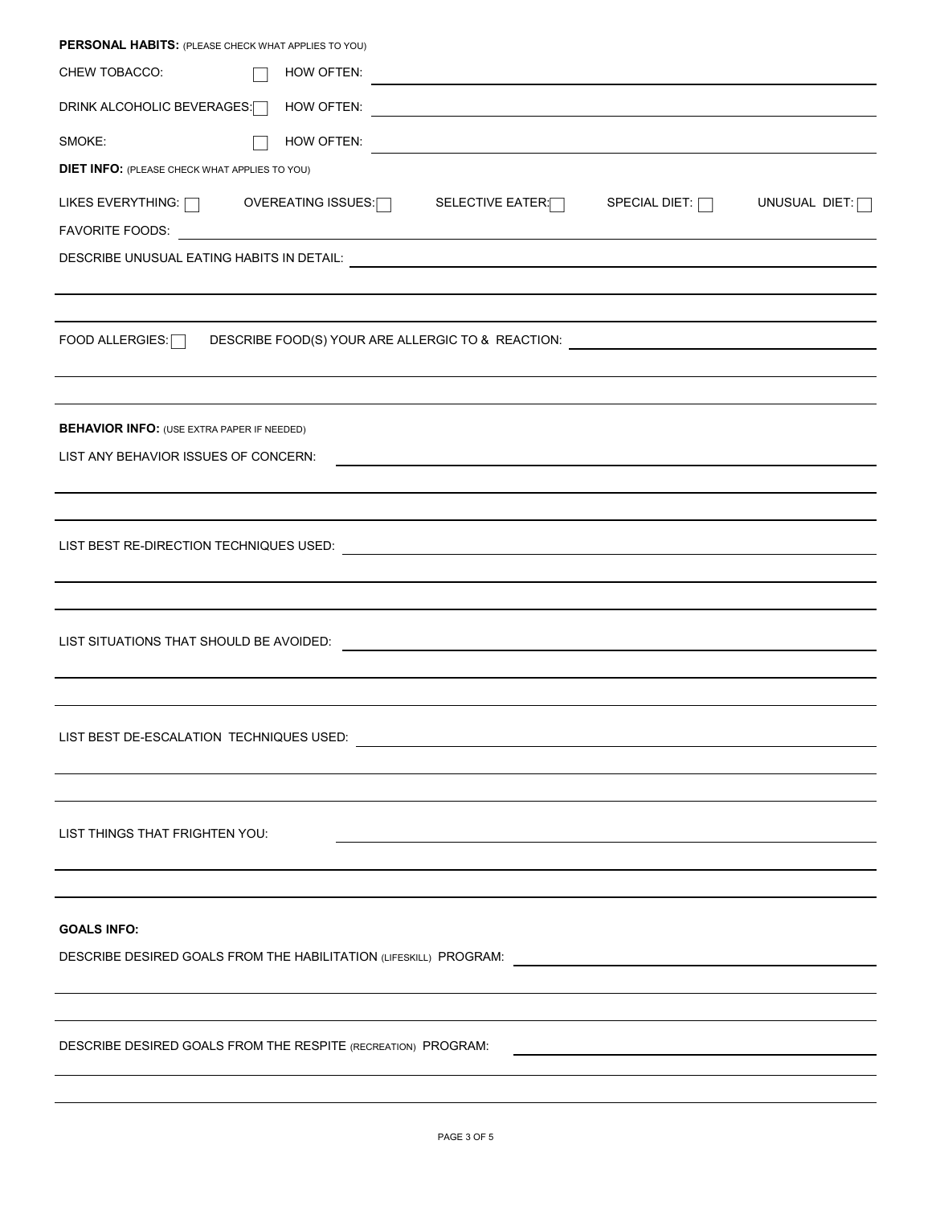**PERSONAL HABITS:** (PLEASE CHECK WHAT APPLIES TO YOU)

CHEW TOBACCO: ☐ HOW OFTEN: ______________________________

DRINK ALCOHOLIC BEVERAGES: ☐ HOW OFTEN: ______________________________

SMOKE: ☐ HOW OFTEN: ______________________________

**DIET INFO:** (PLEASE CHECK WHAT APPLIES TO YOU)

LIKES EVERYTHING: ☐ OVEREATING ISSUES: ☐ SELECTIVE EATER: ☐ SPECIAL DIET: ☐ UNUSUAL DIET: ☐

FAVORITE FOODS: ______________________________

DESCRIBE UNUSUAL EATING HABITS IN DETAIL: ______________________________

______________________________

______________________________

FOOD ALLERGIES: ☐ DESCRIBE FOOD(S) YOUR ARE ALLERGIC TO & REACTION: ______________________________

______________________________

______________________________

**BEHAVIOR INFO:** (USE EXTRA PAPER IF NEEDED)

LIST ANY BEHAVIOR ISSUES OF CONCERN: ______________________________

______________________________

______________________________

LIST BEST RE-DIRECTION TECHNIQUES USED: ______________________________

______________________________

______________________________

LIST SITUATIONS THAT SHOULD BE AVOIDED: ______________________________

______________________________

______________________________

LIST BEST DE-ESCALATION TECHNIQUES USED: ______________________________

______________________________

______________________________

LIST THINGS THAT FRIGHTEN YOU: ______________________________

______________________________

______________________________

**GOALS INFO:**

DESCRIBE DESIRED GOALS FROM THE HABILITATION (LIFESKILL) PROGRAM: ______________________________

______________________________

______________________________

DESCRIBE DESIRED GOALS FROM THE RESPITE (RECREATION) PROGRAM: ______________________________

______________________________

______________________________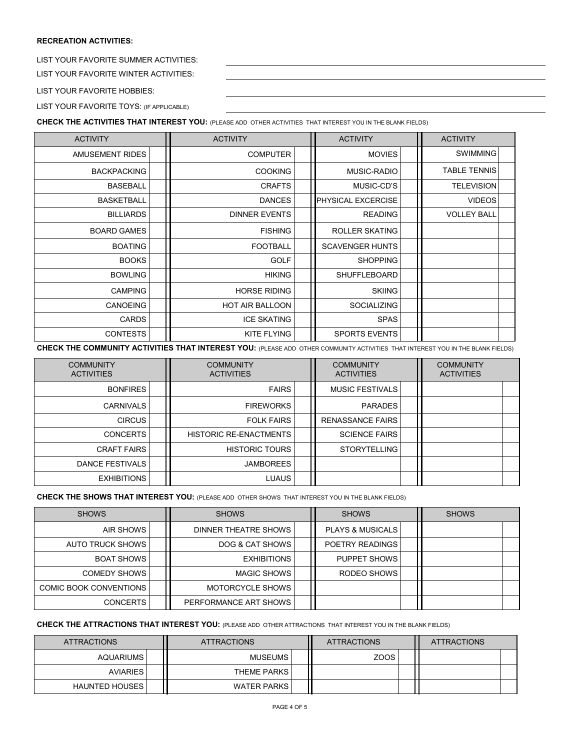**RECREATION ACTIVITIES:**

LIST YOUR FAVORITE SUMMER ACTIVITIES: \_\_\_\_\_\_\_\_\_\_\_\_\_\_\_\_\_\_\_\_

LIST YOUR FAVORITE WINTER ACTIVITIES: \_\_\_\_\_\_\_\_\_\_\_\_\_\_\_\_\_\_\_\_

LIST YOUR FAVORITE HOBBIES: \_\_\_\_\_\_\_\_\_\_\_\_\_\_\_\_\_\_\_\_

LIST YOUR FAVORITE TOYS: (IF APPLICABLE) \_\_\_\_\_\_\_\_\_\_\_\_\_\_\_\_\_\_\_\_

**CHECK THE ACTIVITIES THAT INTEREST YOU:** (PLEASE ADD OTHER ACTIVITIES THAT INTEREST YOU IN THE BLANK FIELDS)

| ACTIVITY | | ACTIVITY | | ACTIVITY | | ACTIVITY | |
|---|---|---|---|---|---|---|---|
| AMUSEMENT RIDES | | COMPUTER | | MOVIES | | SWIMMING | |
| BACKPACKING | | COOKING | | MUSIC-RADIO | | TABLE TENNIS | |
| BASEBALL | | CRAFTS | | MUSIC-CD'S | | TELEVISION | |
| BASKETBALL | | DANCES | | PHYSICAL EXCERCISE | | VIDEOS | |
| BILLIARDS | | DINNER EVENTS | | READING | | VOLLEY BALL | |
| BOARD GAMES | | FISHING | | ROLLER SKATING | | | |
| BOATING | | FOOTBALL | | SCAVENGER HUNTS | | | |
| BOOKS | | GOLF | | SHOPPING | | | |
| BOWLING | | HIKING | | SHUFFLEBOARD | | | |
| CAMPING | | HORSE RIDING | | SKIING | | | |
| CANOEING | | HOT AIR BALLOON | | SOCIALIZING | | | |
| CARDS | | ICE SKATING | | SPAS | | | |
| CONTESTS | | KITE FLYING | | SPORTS EVENTS | | | |

**CHECK THE COMMUNITY ACTIVITIES THAT INTEREST YOU:** (PLEASE ADD OTHER COMMUNITY ACTIVITIES THAT INTEREST YOU IN THE BLANK FIELDS)

| COMMUNITY ACTIVITIES | | COMMUNITY ACTIVITIES | | COMMUNITY ACTIVITIES | | COMMUNITY ACTIVITIES | |
|---|---|---|---|---|---|---|---|
| BONFIRES | | FAIRS | | MUSIC FESTIVALS | | | |
| CARNIVALS | | FIREWORKS | | PARADES | | | |
| CIRCUS | | FOLK FAIRS | | RENASSANCE FAIRS | | | |
| CONCERTS | | HISTORIC RE-ENACTMENTS | | SCIENCE FAIRS | | | |
| CRAFT FAIRS | | HISTORIC TOURS | | STORYTELLING | | | |
| DANCE FESTIVALS | | JAMBOREES | | | | | |
| EXHIBITIONS | | LUAUS | | | | | |

**CHECK THE SHOWS THAT INTEREST YOU:** (PLEASE ADD OTHER SHOWS THAT INTEREST YOU IN THE BLANK FIELDS)

| SHOWS | | SHOWS | | SHOWS | | SHOWS | |
|---|---|---|---|---|---|---|---|
| AIR SHOWS | | DINNER THEATRE SHOWS | | PLAYS & MUSICALS | | | |
| AUTO TRUCK SHOWS | | DOG & CAT SHOWS | | POETRY READINGS | | | |
| BOAT SHOWS | | EXHIBITIONS | | PUPPET SHOWS | | | |
| COMEDY SHOWS | | MAGIC SHOWS | | RODEO SHOWS | | | |
| COMIC BOOK CONVENTIONS | | MOTORCYCLE SHOWS | | | | | |
| CONCERTS | | PERFORMANCE ART SHOWS | | | | | |

**CHECK THE ATTRACTIONS THAT INTEREST YOU:** (PLEASE ADD OTHER ATTRACTIONS THAT INTEREST YOU IN THE BLANK FIELDS)

| ATTRACTIONS | | ATTRACTIONS | | ATTRACTIONS | | ATTRACTIONS | |
|---|---|---|---|---|---|---|---|
| AQUARIUMS | | MUSEUMS | | ZOOS | | | |
| AVIARIES | | THEME PARKS | | | | | |
| HAUNTED HOUSES | | WATER PARKS | | | | | |